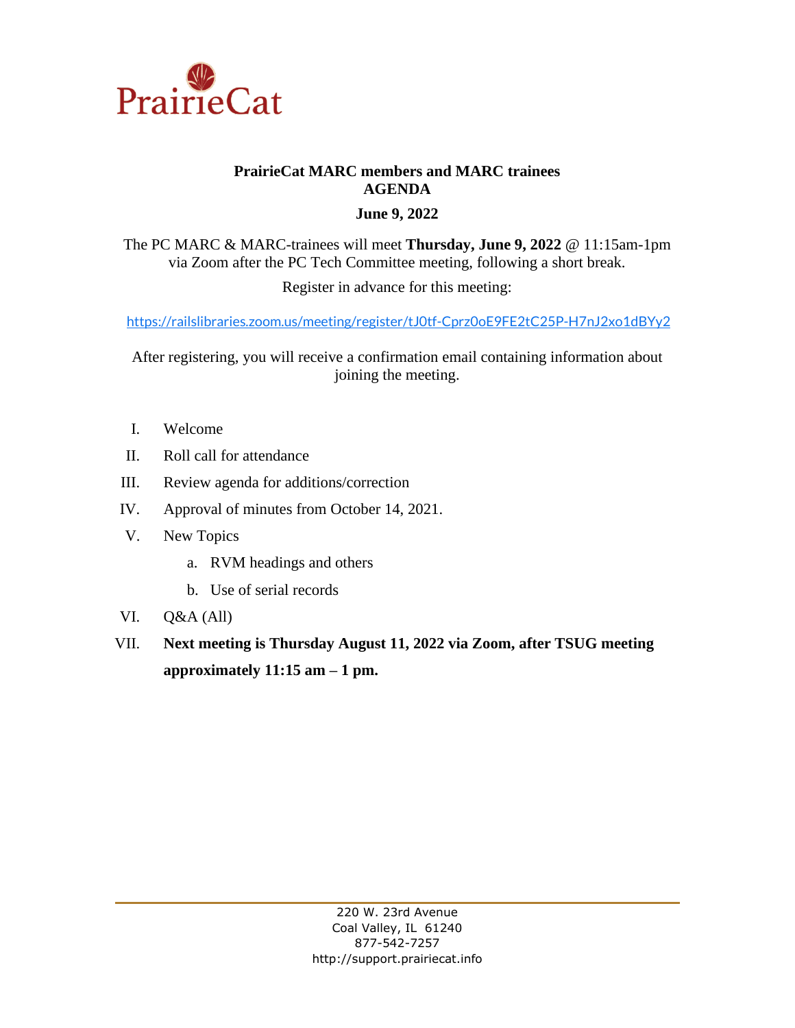PrairieCat

# PrairieCat MARC members and MARC trainees
# AGENDA

## June 9, 2022

The PC MARC & MARC-trainees will meet **Thursday, June 9, 2022** @ 11:15am-1pm via Zoom after the PC Tech Committee meeting, following a short break.

Register in advance for this meeting:

https://railslibraries.zoom.us/meeting/register/tJ0tf-Cprz0oE9FE2tC25P-H7nJ2xo1dBYy2

After registering, you will receive a confirmation email containing information about joining the meeting.

I. Welcome

II. Roll call for attendance

III. Review agenda for additions/correction

IV. Approval of minutes from October 14, 2021.

V. New Topics

   a. RVM headings and others

   b. Use of serial records

VI. Q&A (All)

VII. **Next meeting is Thursday August 11, 2022 via Zoom, after TSUG meeting approximately 11:15 am – 1 pm.**

220 W. 23rd Avenue
Coal Valley, IL 61240
877-542-7257
http://support.prairiecat.info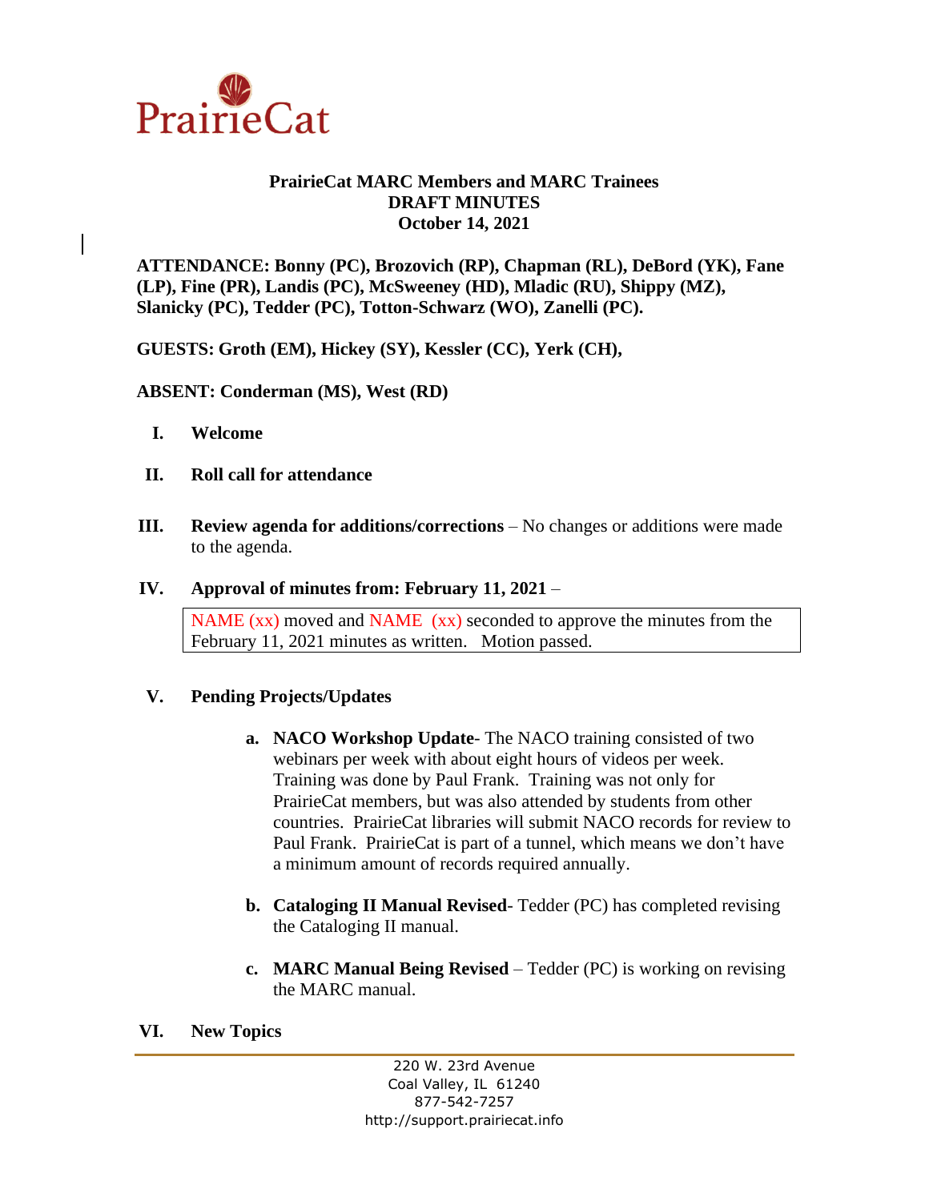PrairieCat

**PrairieCat MARC Members and MARC Trainees**
**DRAFT MINUTES**
**October 14, 2021**

**ATTENDANCE: Bonny (PC), Brozovich (RP), Chapman (RL), DeBord (YK), Fane (LP), Fine (PR), Landis (PC), McSweeney (HD), Mladic (RU), Shippy (MZ), Slanicky (PC), Tedder (PC), Totton-Schwarz (WO), Zanelli (PC).**

**GUESTS: Groth (EM), Hickey (SY), Kessler (CC), Yerk (CH),**

**ABSENT: Conderman (MS), West (RD)**

I. **Welcome**

II. **Roll call for attendance**

III. **Review agenda for additions/corrections** – No changes or additions were made to the agenda.

IV. **Approval of minutes from: February 11, 2021** –

NAME (xx) moved and NAME (xx) seconded to approve the minutes from the February 11, 2021 minutes as written. Motion passed.

V. **Pending Projects/Updates**

a. **NACO Workshop Update**- The NACO training consisted of two webinars per week with about eight hours of videos per week. Training was done by Paul Frank. Training was not only for PrairieCat members, but was also attended by students from other countries. PrairieCat libraries will submit NACO records for review to Paul Frank. PrairieCat is part of a tunnel, which means we don't have a minimum amount of records required annually.

b. **Cataloging II Manual Revised**- Tedder (PC) has completed revising the Cataloging II manual.

c. **MARC Manual Being Revised** – Tedder (PC) is working on revising the MARC manual.

VI. **New Topics**

220 W. 23rd Avenue
Coal Valley, IL 61240
877-542-7257
http://support.prairiecat.info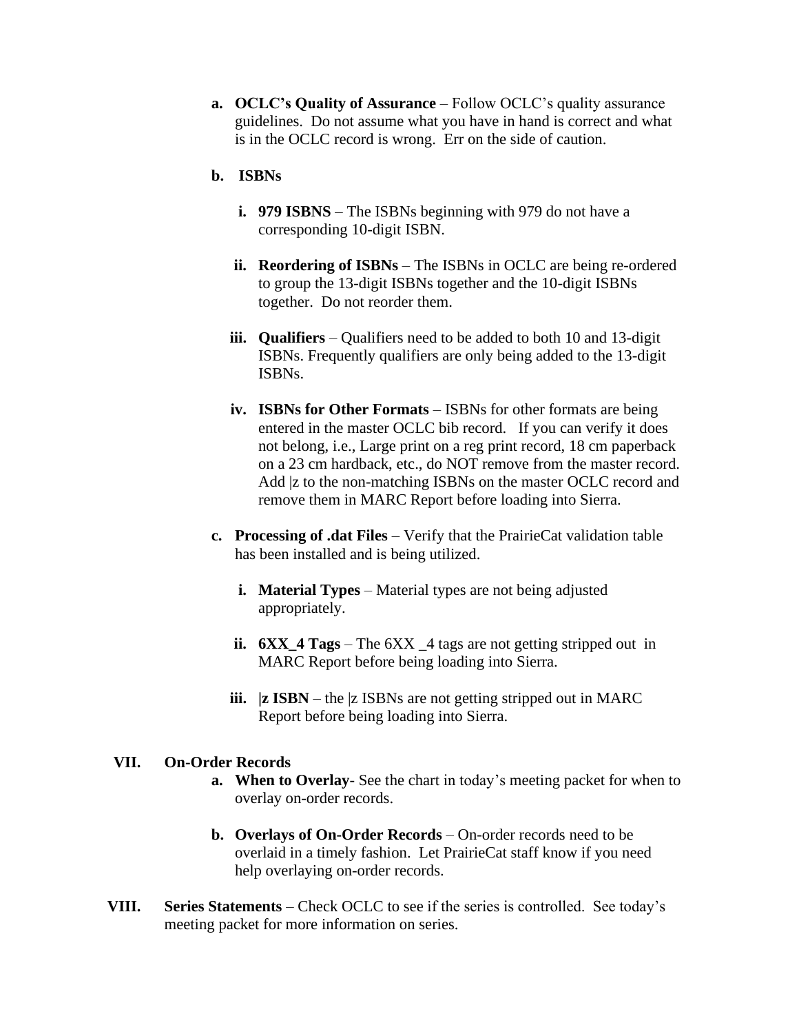a. **OCLC's Quality of Assurance** – Follow OCLC's quality assurance guidelines. Do not assume what you have in hand is correct and what is in the OCLC record is wrong. Err on the side of caution.

b. **ISBNs**

   i. **979 ISBNS** – The ISBNs beginning with 979 do not have a corresponding 10-digit ISBN.

   ii. **Reordering of ISBNs** – The ISBNs in OCLC are being re-ordered to group the 13-digit ISBNs together and the 10-digit ISBNs together. Do not reorder them.

   iii. **Qualifiers** – Qualifiers need to be added to both 10 and 13-digit ISBNs. Frequently qualifiers are only being added to the 13-digit ISBNs.

   iv. **ISBNs for Other Formats** – ISBNs for other formats are being entered in the master OCLC bib record. If you can verify it does not belong, i.e., Large print on a reg print record, 18 cm paperback on a 23 cm hardback, etc., do NOT remove from the master record. Add |z to the non-matching ISBNs on the master OCLC record and remove them in MARC Report before loading into Sierra.

c. **Processing of .dat Files** – Verify that the PrairieCat validation table has been installed and is being utilized.

   i. **Material Types** – Material types are not being adjusted appropriately.

   ii. **6XX_4 Tags** – The 6XX _4 tags are not getting stripped out in MARC Report before being loading into Sierra.

   iii. **|z ISBN** – the |z ISBNs are not getting stripped out in MARC Report before being loading into Sierra.

VII. **On-Order Records**

a. **When to Overlay**- See the chart in today's meeting packet for when to overlay on-order records.

b. **Overlays of On-Order Records** – On-order records need to be overlaid in a timely fashion. Let PrairieCat staff know if you need help overlaying on-order records.

VIII. **Series Statements** – Check OCLC to see if the series is controlled. See today's meeting packet for more information on series.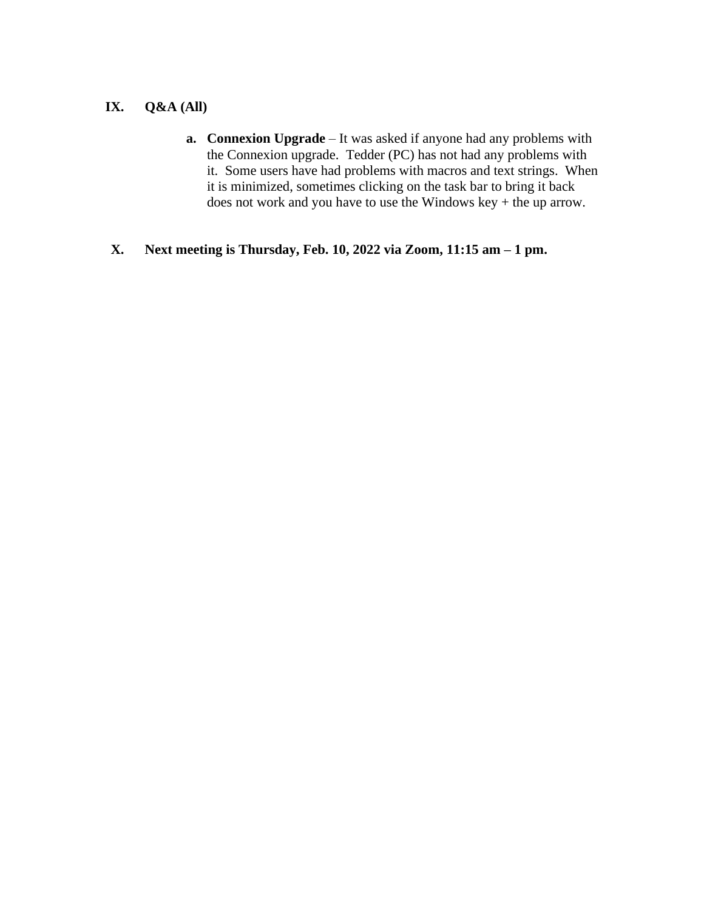## IX. Q&A (All)

a. **Connexion Upgrade** – It was asked if anyone had any problems with the Connexion upgrade. Tedder (PC) has not had any problems with it. Some users have had problems with macros and text strings. When it is minimized, sometimes clicking on the task bar to bring it back does not work and you have to use the Windows key + the up arrow.

## X. Next meeting is Thursday, Feb. 10, 2022 via Zoom, 11:15 am – 1 pm.